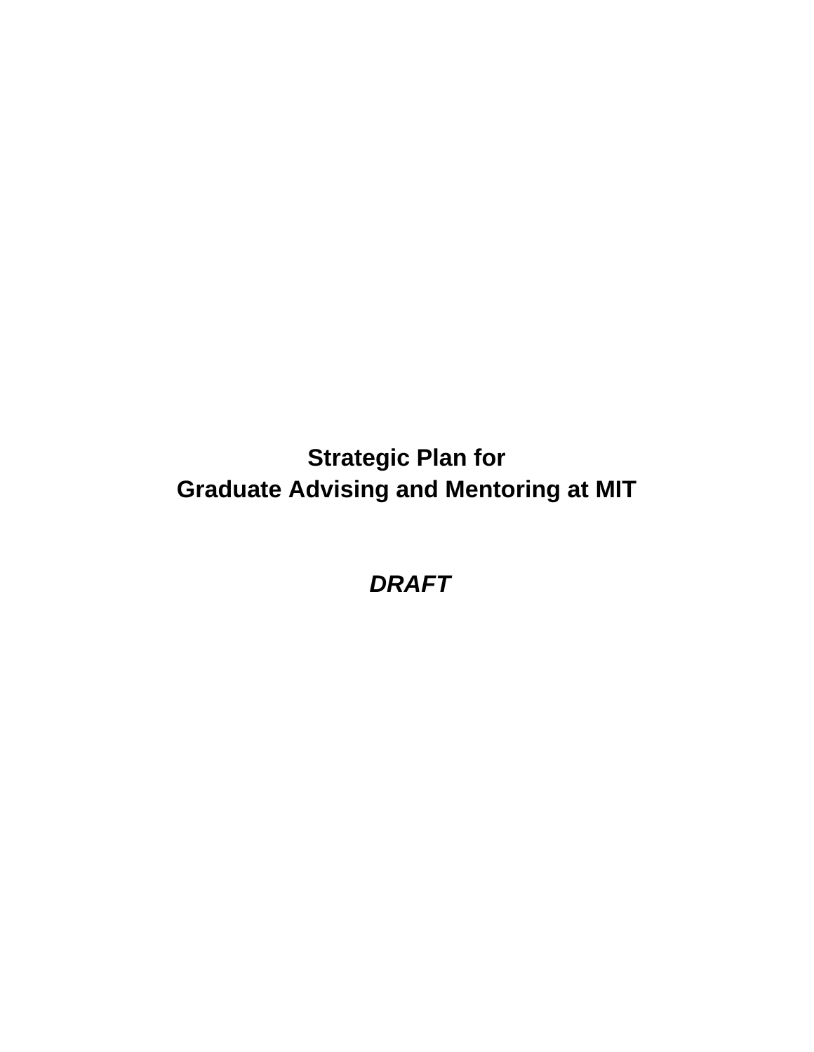# Strategic Plan for
# Graduate Advising and Mentoring at MIT

***DRAFT***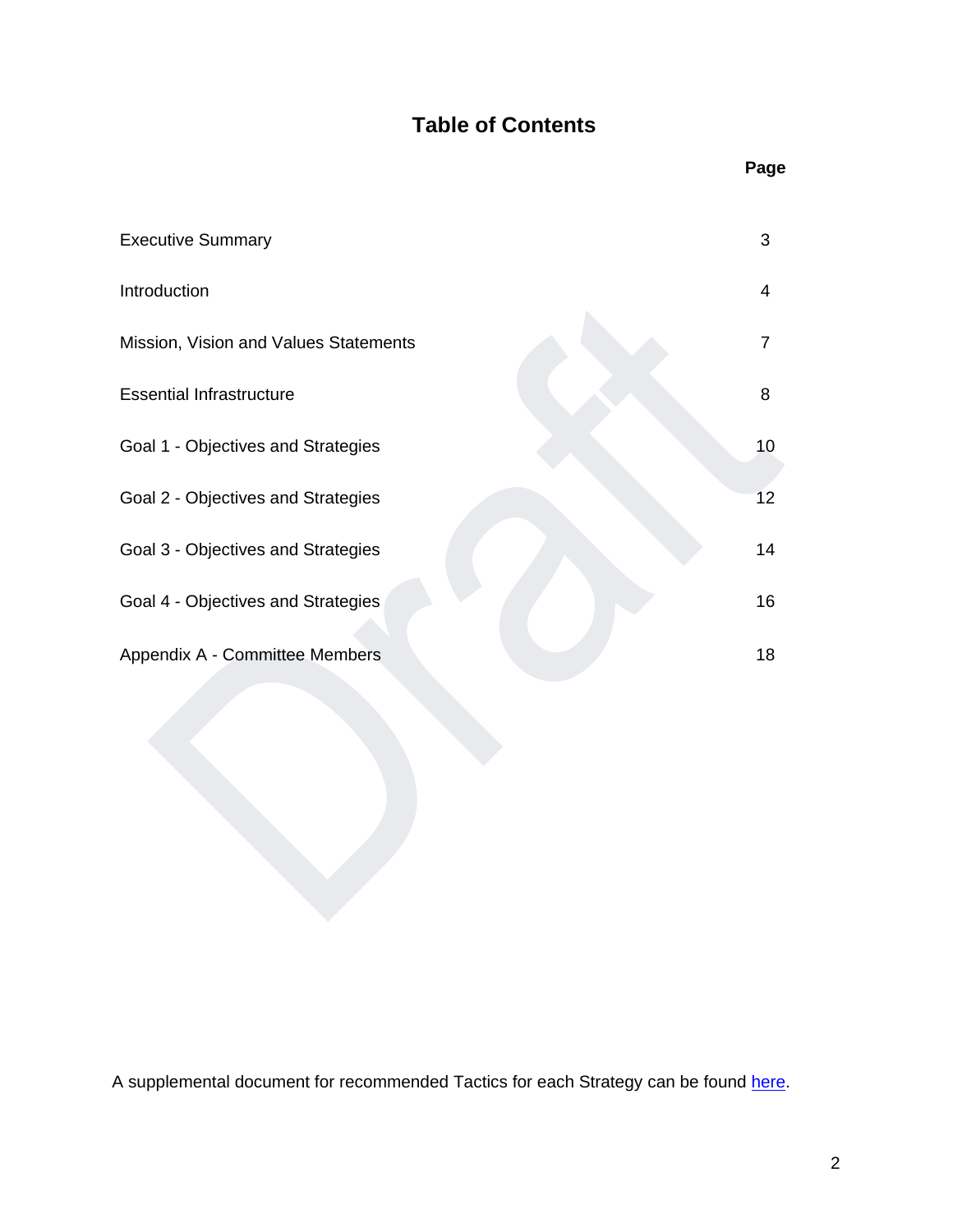# Table of Contents

| | Page |
|---|---|
| Executive Summary | 3 |
| Introduction | 4 |
| Mission, Vision and Values Statements | 7 |
| Essential Infrastructure | 8 |
| Goal 1 - Objectives and Strategies | 10 |
| Goal 2 - Objectives and Strategies | 12 |
| Goal 3 - Objectives and Strategies | 14 |
| Goal 4 - Objectives and Strategies | 16 |
| Appendix A - Committee Members | 18 |

A supplemental document for recommended Tactics for each Strategy can be found here.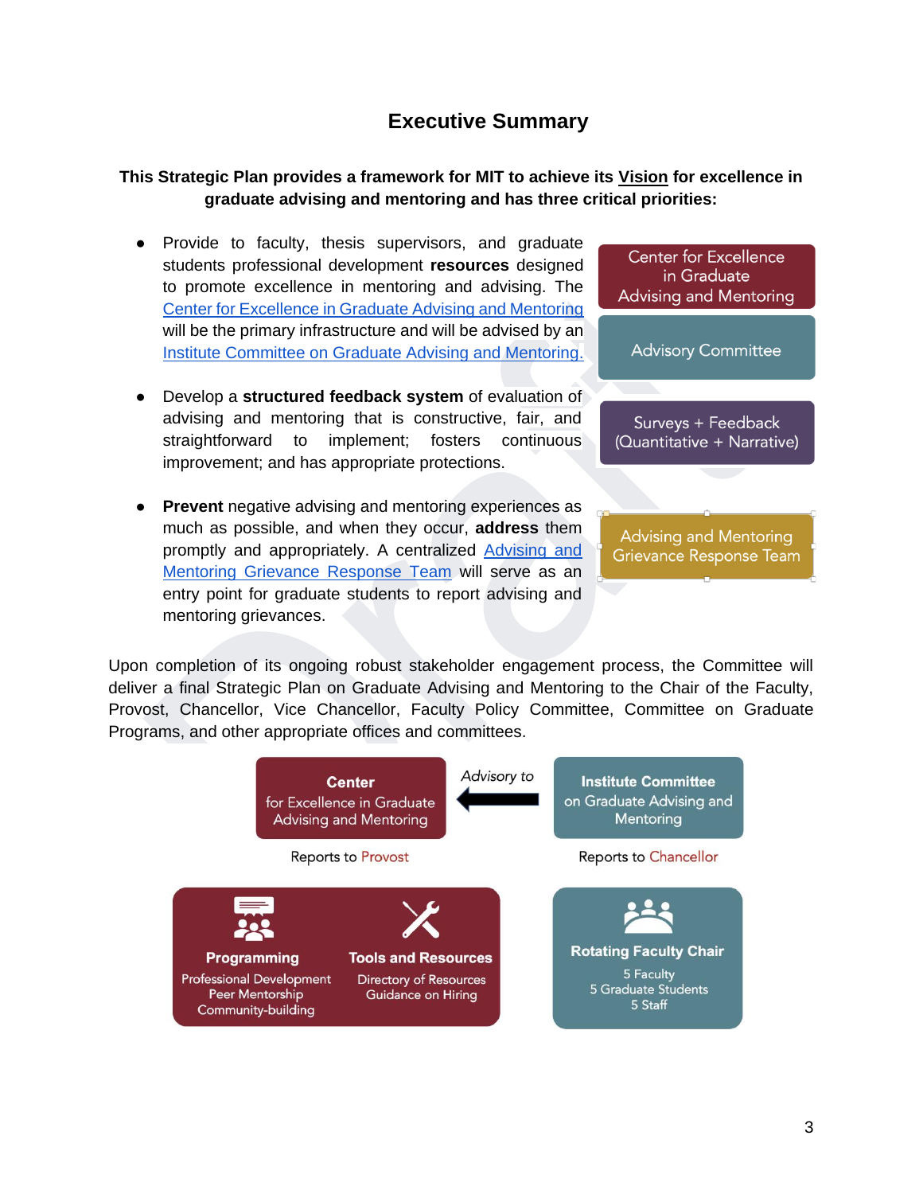# Executive Summary

**This Strategic Plan provides a framework for MIT to achieve its Vision for excellence in graduate advising and mentoring and has three critical priorities:**

- Provide to faculty, thesis supervisors, and graduate students professional development **resources** designed to promote excellence in mentoring and advising. The Center for Excellence in Graduate Advising and Mentoring will be the primary infrastructure and will be advised by an Institute Committee on Graduate Advising and Mentoring.
- Develop a **structured feedback system** of evaluation of advising and mentoring that is constructive, fair, and straightforward to implement; fosters continuous improvement; and has appropriate protections.
- **Prevent** negative advising and mentoring experiences as much as possible, and when they occur, **address** them promptly and appropriately. A centralized Advising and Mentoring Grievance Response Team will serve as an entry point for graduate students to report advising and mentoring grievances.

Center for Excellence in Graduate Advising and Mentoring

Advisory Committee

Surveys + Feedback (Quantitative + Narrative)

Advising and Mentoring Grievance Response Team

Upon completion of its ongoing robust stakeholder engagement process, the Committee will deliver a final Strategic Plan on Graduate Advising and Mentoring to the Chair of the Faculty, Provost, Chancellor, Vice Chancellor, Faculty Policy Committee, Committee on Graduate Programs, and other appropriate offices and committees.

**Center** for Excellence in Graduate Advising and Mentoring — Reports to Provost

*Advisory to* ←

**Institute Committee** on Graduate Advising and Mentoring — Reports to Chancellor

**Programming**: Professional Development, Peer Mentorship, Community-building

**Tools and Resources**: Directory of Resources, Guidance on Hiring

**Rotating Faculty Chair**: 5 Faculty, 5 Graduate Students, 5 Staff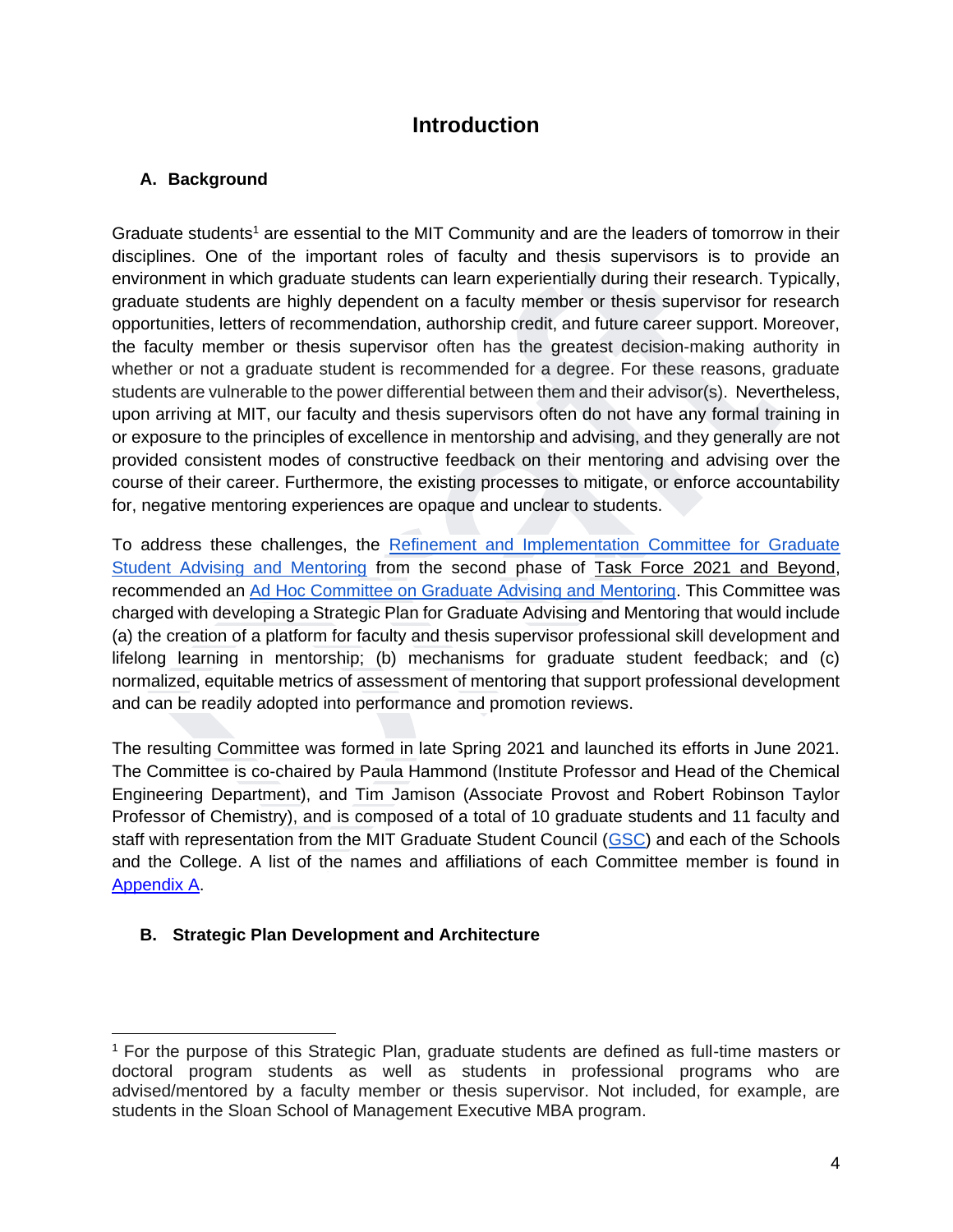# Introduction

## A. Background

Graduate students[1] are essential to the MIT Community and are the leaders of tomorrow in their disciplines. One of the important roles of faculty and thesis supervisors is to provide an environment in which graduate students can learn experientially during their research. Typically, graduate students are highly dependent on a faculty member or thesis supervisor for research opportunities, letters of recommendation, authorship credit, and future career support. Moreover, the faculty member or thesis supervisor often has the greatest decision-making authority in whether or not a graduate student is recommended for a degree. For these reasons, graduate students are vulnerable to the power differential between them and their advisor(s). Nevertheless, upon arriving at MIT, our faculty and thesis supervisors often do not have any formal training in or exposure to the principles of excellence in mentorship and advising, and they generally are not provided consistent modes of constructive feedback on their mentoring and advising over the course of their career. Furthermore, the existing processes to mitigate, or enforce accountability for, negative mentoring experiences are opaque and unclear to students.

To address these challenges, the Refinement and Implementation Committee for Graduate Student Advising and Mentoring from the second phase of Task Force 2021 and Beyond, recommended an Ad Hoc Committee on Graduate Advising and Mentoring. This Committee was charged with developing a Strategic Plan for Graduate Advising and Mentoring that would include (a) the creation of a platform for faculty and thesis supervisor professional skill development and lifelong learning in mentorship; (b) mechanisms for graduate student feedback; and (c) normalized, equitable metrics of assessment of mentoring that support professional development and can be readily adopted into performance and promotion reviews.

The resulting Committee was formed in late Spring 2021 and launched its efforts in June 2021. The Committee is co-chaired by Paula Hammond (Institute Professor and Head of the Chemical Engineering Department), and Tim Jamison (Associate Provost and Robert Robinson Taylor Professor of Chemistry), and is composed of a total of 10 graduate students and 11 faculty and staff with representation from the MIT Graduate Student Council (GSC) and each of the Schools and the College. A list of the names and affiliations of each Committee member is found in Appendix A.

## B. Strategic Plan Development and Architecture

---

[1] For the purpose of this Strategic Plan, graduate students are defined as full-time masters or doctoral program students as well as students in professional programs who are advised/mentored by a faculty member or thesis supervisor. Not included, for example, are students in the Sloan School of Management Executive MBA program.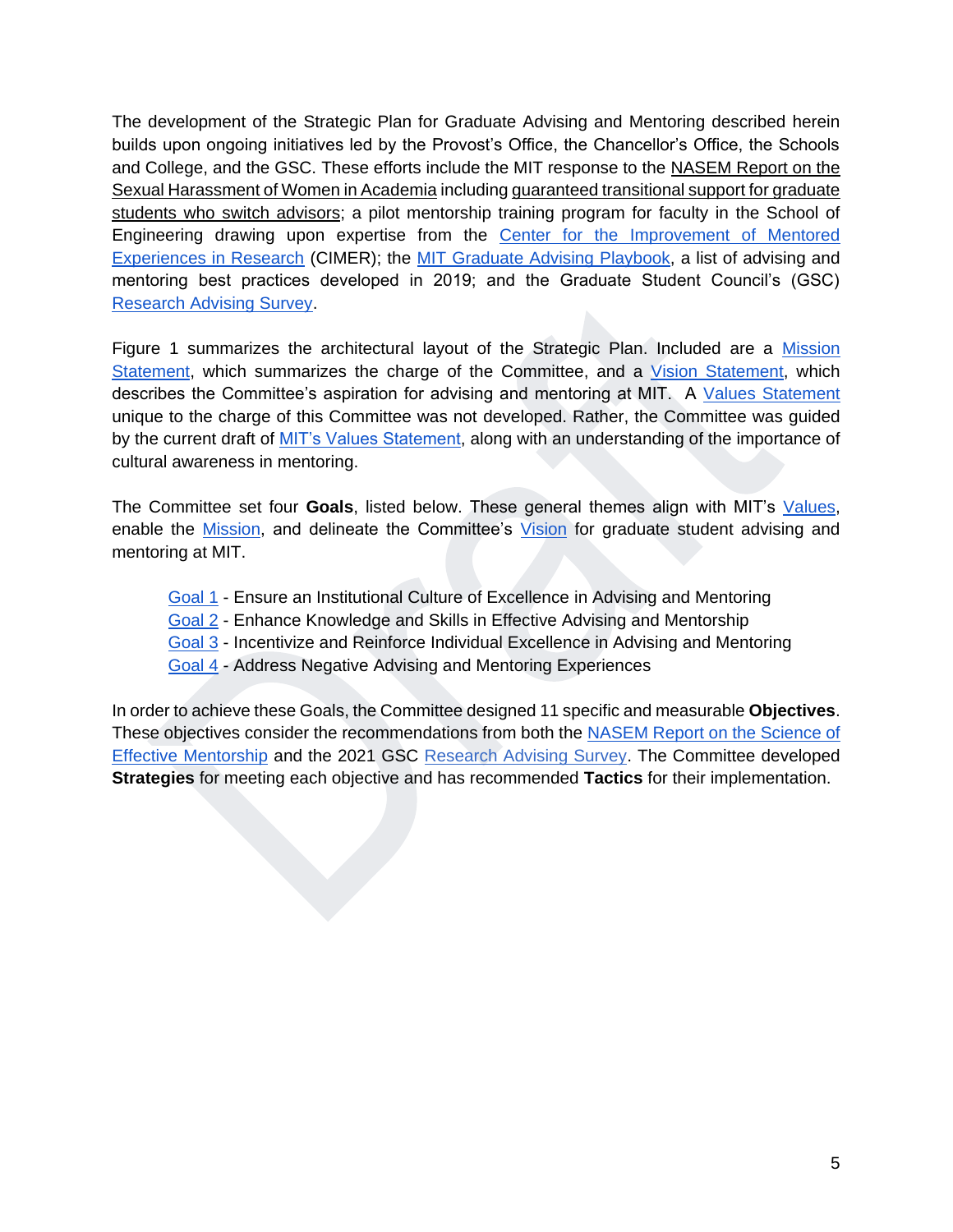The development of the Strategic Plan for Graduate Advising and Mentoring described herein builds upon ongoing initiatives led by the Provost's Office, the Chancellor's Office, the Schools and College, and the GSC. These efforts include the MIT response to the NASEM Report on the Sexual Harassment of Women in Academia including guaranteed transitional support for graduate students who switch advisors; a pilot mentorship training program for faculty in the School of Engineering drawing upon expertise from the Center for the Improvement of Mentored Experiences in Research (CIMER); the MIT Graduate Advising Playbook, a list of advising and mentoring best practices developed in 2019; and the Graduate Student Council's (GSC) Research Advising Survey.

Figure 1 summarizes the architectural layout of the Strategic Plan. Included are a Mission Statement, which summarizes the charge of the Committee, and a Vision Statement, which describes the Committee's aspiration for advising and mentoring at MIT. A Values Statement unique to the charge of this Committee was not developed. Rather, the Committee was guided by the current draft of MIT's Values Statement, along with an understanding of the importance of cultural awareness in mentoring.

The Committee set four **Goals**, listed below. These general themes align with MIT's Values, enable the Mission, and delineate the Committee's Vision for graduate student advising and mentoring at MIT.

- Goal 1 - Ensure an Institutional Culture of Excellence in Advising and Mentoring
- Goal 2 - Enhance Knowledge and Skills in Effective Advising and Mentorship
- Goal 3 - Incentivize and Reinforce Individual Excellence in Advising and Mentoring
- Goal 4 - Address Negative Advising and Mentoring Experiences

In order to achieve these Goals, the Committee designed 11 specific and measurable **Objectives**. These objectives consider the recommendations from both the NASEM Report on the Science of Effective Mentorship and the 2021 GSC Research Advising Survey. The Committee developed **Strategies** for meeting each objective and has recommended **Tactics** for their implementation.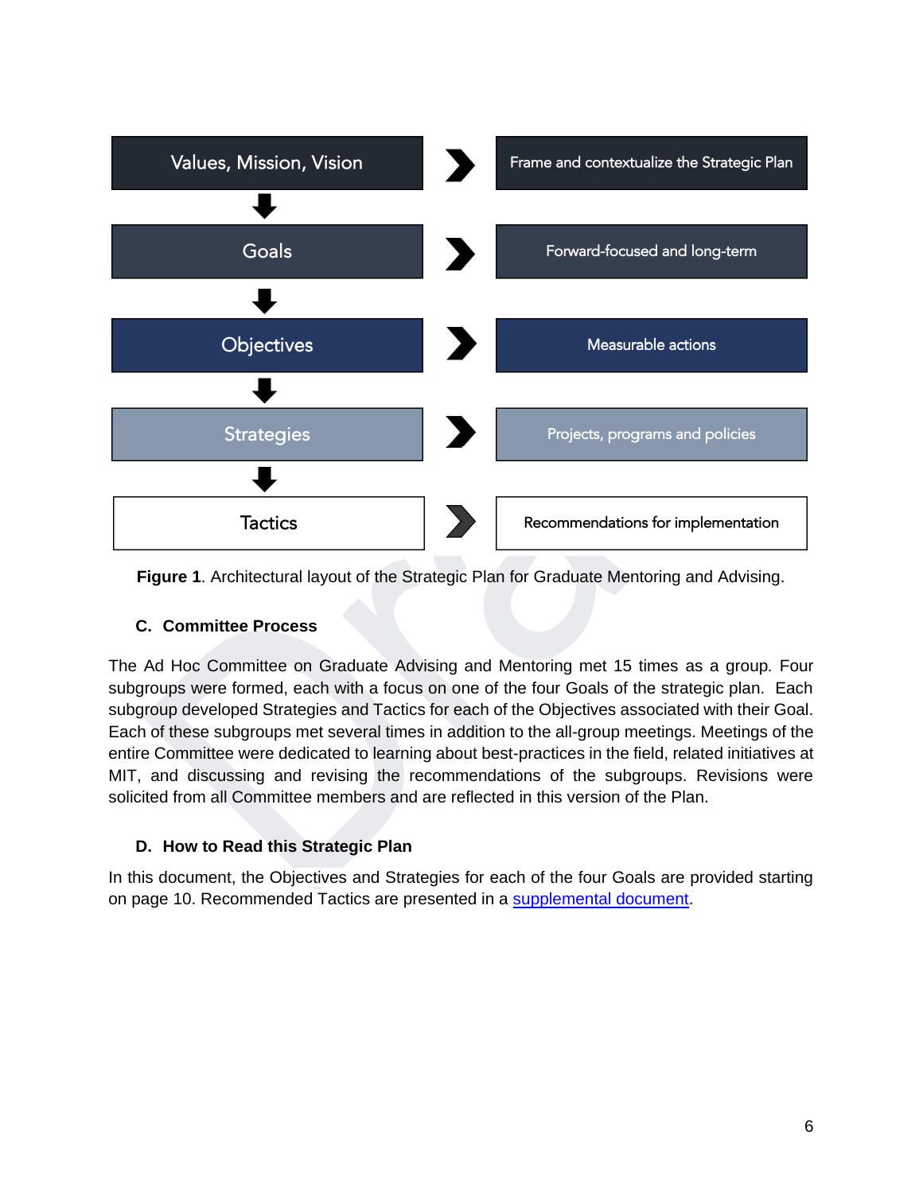| | | |
|---|---|---|
| Values, Mission, Vision | ➜ | Frame and contextualize the Strategic Plan |
| Goals | ➜ | Forward-focused and long-term |
| Objectives | ➜ | Measurable actions |
| Strategies | ➜ | Projects, programs and policies |
| Tactics | ➜ | Recommendations for implementation |

**Figure 1**. Architectural layout of the Strategic Plan for Graduate Mentoring and Advising.

### C. Committee Process

The Ad Hoc Committee on Graduate Advising and Mentoring met 15 times as a group. Four subgroups were formed, each with a focus on one of the four Goals of the strategic plan. Each subgroup developed Strategies and Tactics for each of the Objectives associated with their Goal. Each of these subgroups met several times in addition to the all-group meetings. Meetings of the entire Committee were dedicated to learning about best-practices in the field, related initiatives at MIT, and discussing and revising the recommendations of the subgroups. Revisions were solicited from all Committee members and are reflected in this version of the Plan.

### D. How to Read this Strategic Plan

In this document, the Objectives and Strategies for each of the four Goals are provided starting on page 10. Recommended Tactics are presented in a supplemental document.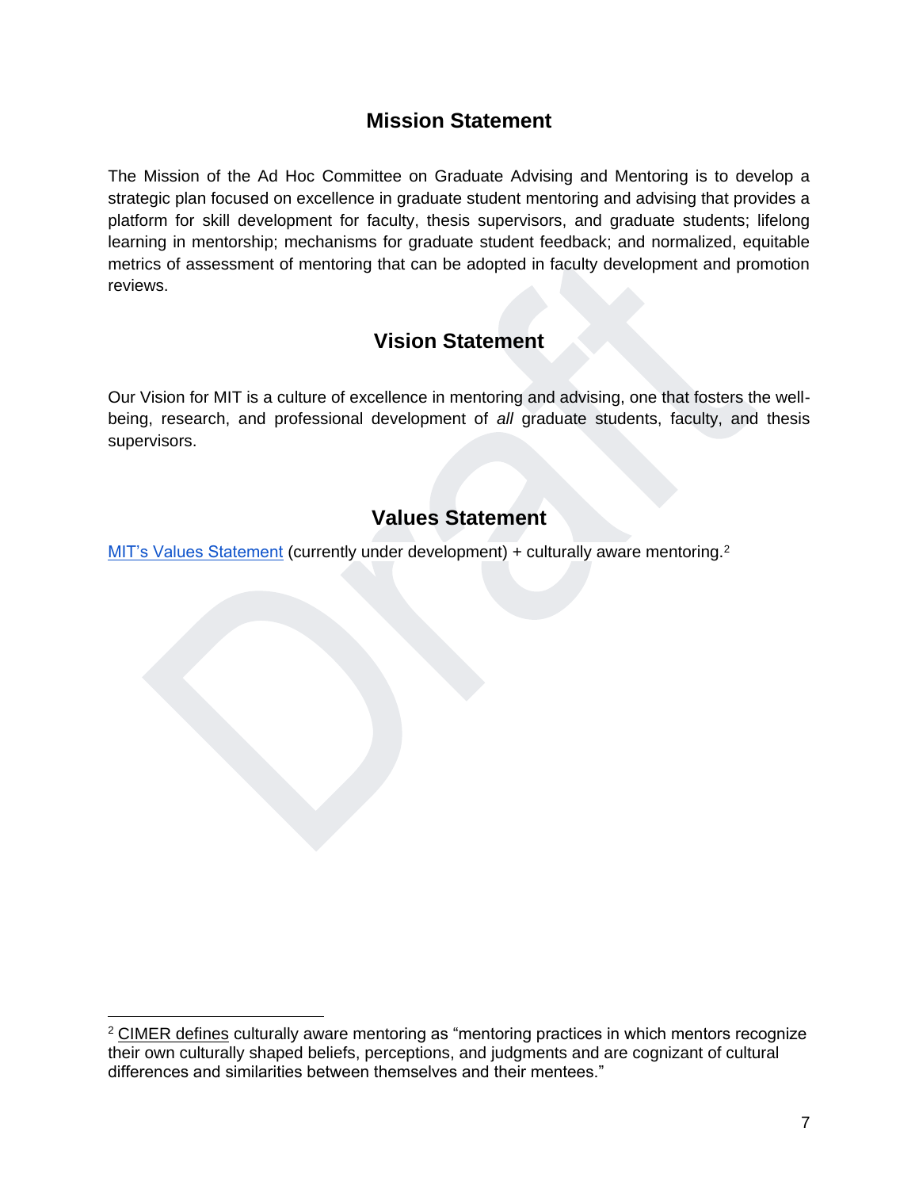## Mission Statement

The Mission of the Ad Hoc Committee on Graduate Advising and Mentoring is to develop a strategic plan focused on excellence in graduate student mentoring and advising that provides a platform for skill development for faculty, thesis supervisors, and graduate students; lifelong learning in mentorship; mechanisms for graduate student feedback; and normalized, equitable metrics of assessment of mentoring that can be adopted in faculty development and promotion reviews.

## Vision Statement

Our Vision for MIT is a culture of excellence in mentoring and advising, one that fosters the well-being, research, and professional development of *all* graduate students, faculty, and thesis supervisors.

## Values Statement

MIT's Values Statement (currently under development) + culturally aware mentoring.[2]

---

[2] CIMER defines culturally aware mentoring as "mentoring practices in which mentors recognize their own culturally shaped beliefs, perceptions, and judgments and are cognizant of cultural differences and similarities between themselves and their mentees."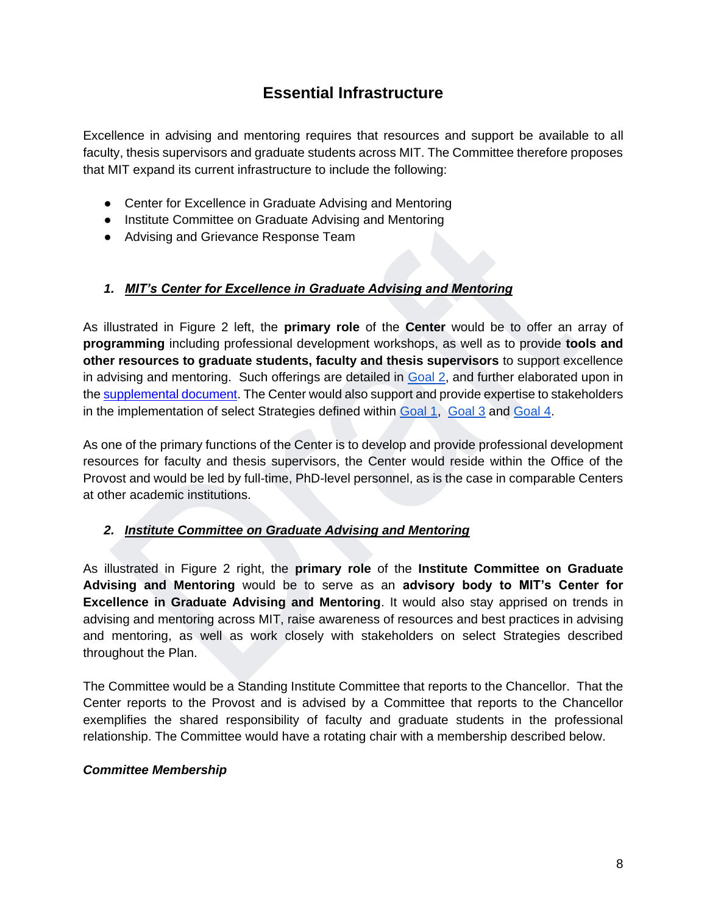## Essential Infrastructure

Excellence in advising and mentoring requires that resources and support be available to all faculty, thesis supervisors and graduate students across MIT. The Committee therefore proposes that MIT expand its current infrastructure to include the following:

- Center for Excellence in Graduate Advising and Mentoring
- Institute Committee on Graduate Advising and Mentoring
- Advising and Grievance Response Team

### 1. ***MIT's Center for Excellence in Graduate Advising and Mentoring***

As illustrated in Figure 2 left, the **primary role** of the **Center** would be to offer an array of **programming** including professional development workshops, as well as to provide **tools and other resources to graduate students, faculty and thesis supervisors** to support excellence in advising and mentoring. Such offerings are detailed in Goal 2, and further elaborated upon in the supplemental document. The Center would also support and provide expertise to stakeholders in the implementation of select Strategies defined within Goal 1, Goal 3 and Goal 4.

As one of the primary functions of the Center is to develop and provide professional development resources for faculty and thesis supervisors, the Center would reside within the Office of the Provost and would be led by full-time, PhD-level personnel, as is the case in comparable Centers at other academic institutions.

### 2. ***Institute Committee on Graduate Advising and Mentoring***

As illustrated in Figure 2 right, the **primary role** of the **Institute Committee on Graduate Advising and Mentoring** would be to serve as an **advisory body to MIT's Center for Excellence in Graduate Advising and Mentoring**. It would also stay apprised on trends in advising and mentoring across MIT, raise awareness of resources and best practices in advising and mentoring, as well as work closely with stakeholders on select Strategies described throughout the Plan.

The Committee would be a Standing Institute Committee that reports to the Chancellor. That the Center reports to the Provost and is advised by a Committee that reports to the Chancellor exemplifies the shared responsibility of faculty and graduate students in the professional relationship. The Committee would have a rotating chair with a membership described below.

***Committee Membership***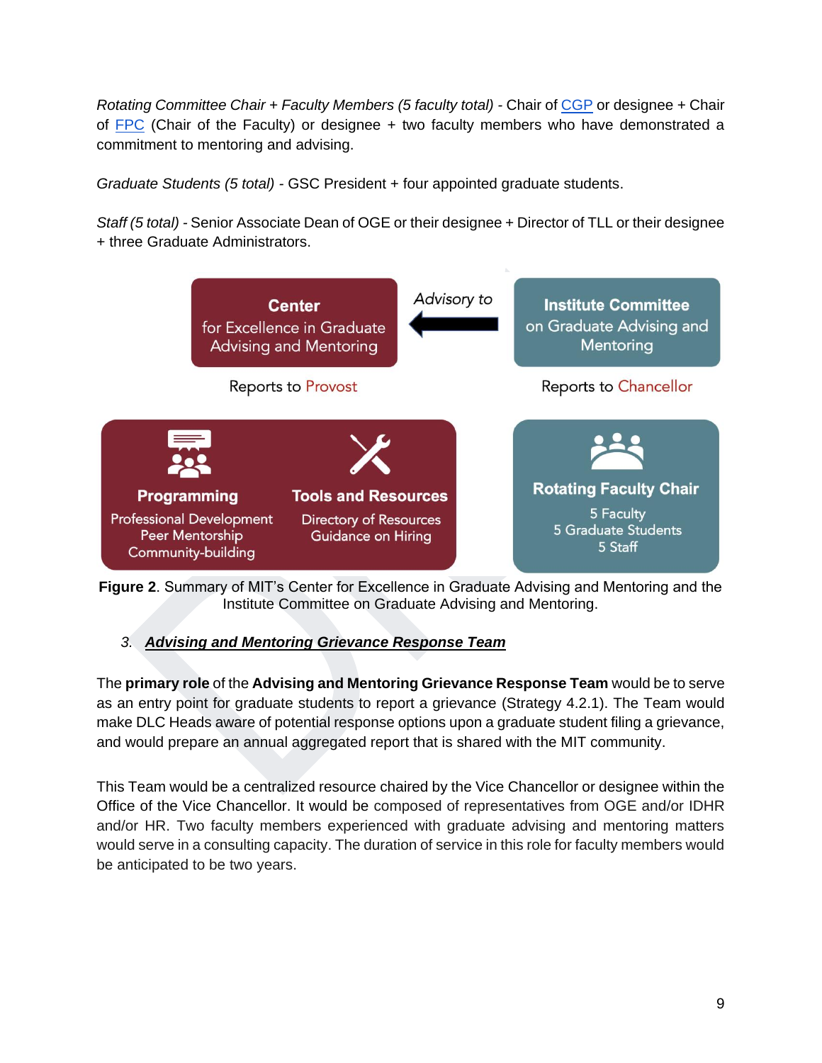*Rotating Committee Chair + Faculty Members (5 faculty total)* - Chair of CGP or designee + Chair of FPC (Chair of the Faculty) or designee + two faculty members who have demonstrated a commitment to mentoring and advising.

*Graduate Students (5 total)* - GSC President + four appointed graduate students.

*Staff (5 total)* - Senior Associate Dean of OGE or their designee + Director of TLL or their designee + three Graduate Administrators.

**Center** for Excellence in Graduate Advising and Mentoring

Advisory to

**Institute Committee** on Graduate Advising and Mentoring

Reports to Provost

Reports to Chancellor

**Programming**
Professional Development
Peer Mentorship
Community-building

**Tools and Resources**
Directory of Resources
Guidance on Hiring

**Rotating Faculty Chair**
5 Faculty
5 Graduate Students
5 Staff

**Figure 2**. Summary of MIT's Center for Excellence in Graduate Advising and Mentoring and the Institute Committee on Graduate Advising and Mentoring.

### 3. ***Advising and Mentoring Grievance Response Team***

The **primary role** of the **Advising and Mentoring Grievance Response Team** would be to serve as an entry point for graduate students to report a grievance (Strategy 4.2.1). The Team would make DLC Heads aware of potential response options upon a graduate student filing a grievance, and would prepare an annual aggregated report that is shared with the MIT community.

This Team would be a centralized resource chaired by the Vice Chancellor or designee within the Office of the Vice Chancellor. It would be composed of representatives from OGE and/or IDHR and/or HR. Two faculty members experienced with graduate advising and mentoring matters would serve in a consulting capacity. The duration of service in this role for faculty members would be anticipated to be two years.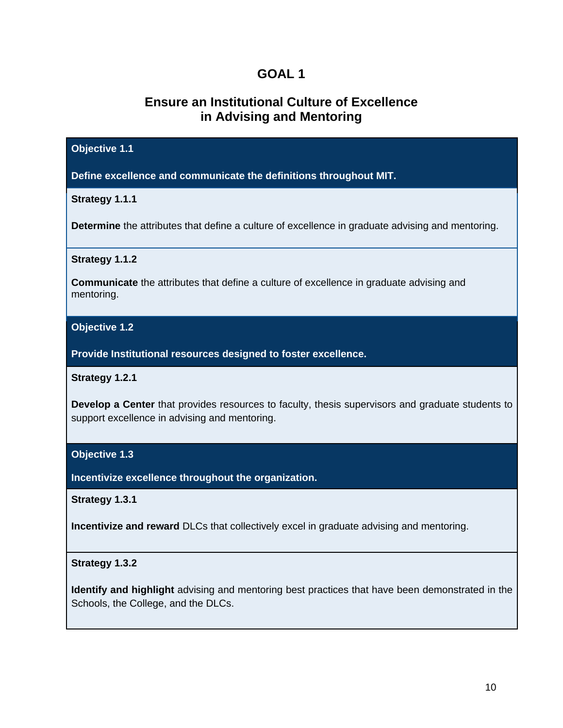# GOAL 1

## Ensure an Institutional Culture of Excellence in Advising and Mentoring

### Objective 1.1

**Define excellence and communicate the definitions throughout MIT.**

**Strategy 1.1.1**

**Determine** the attributes that define a culture of excellence in graduate advising and mentoring.

**Strategy 1.1.2**

**Communicate** the attributes that define a culture of excellence in graduate advising and mentoring.

### Objective 1.2

**Provide Institutional resources designed to foster excellence.**

**Strategy 1.2.1**

**Develop a Center** that provides resources to faculty, thesis supervisors and graduate students to support excellence in advising and mentoring.

### Objective 1.3

**Incentivize excellence throughout the organization.**

**Strategy 1.3.1**

**Incentivize and reward** DLCs that collectively excel in graduate advising and mentoring.

**Strategy 1.3.2**

**Identify and highlight** advising and mentoring best practices that have been demonstrated in the Schools, the College, and the DLCs.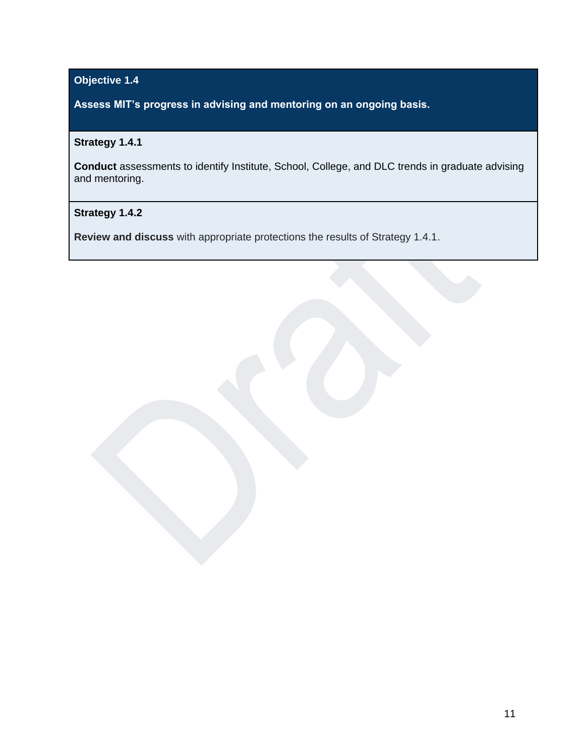**Objective 1.4**

**Assess MIT's progress in advising and mentoring on an ongoing basis.**

**Strategy 1.4.1**

**Conduct** assessments to identify Institute, School, College, and DLC trends in graduate advising and mentoring.

**Strategy 1.4.2**

**Review and discuss** with appropriate protections the results of Strategy 1.4.1.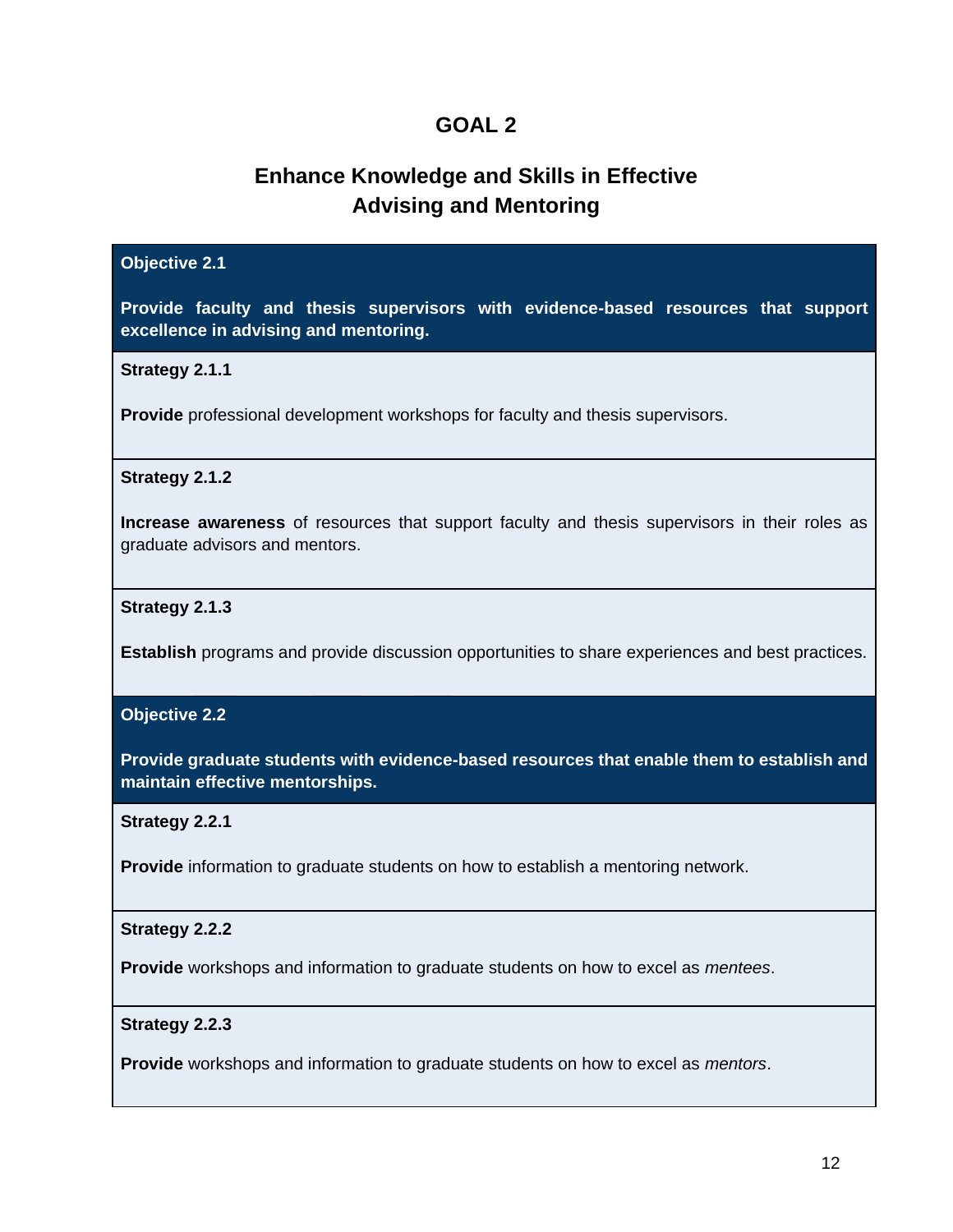# GOAL 2

## Enhance Knowledge and Skills in Effective Advising and Mentoring

**Objective 2.1**

**Provide faculty and thesis supervisors with evidence-based resources that support excellence in advising and mentoring.**

**Strategy 2.1.1**

**Provide** professional development workshops for faculty and thesis supervisors.

**Strategy 2.1.2**

**Increase awareness** of resources that support faculty and thesis supervisors in their roles as graduate advisors and mentors.

**Strategy 2.1.3**

**Establish** programs and provide discussion opportunities to share experiences and best practices.

**Objective 2.2**

**Provide graduate students with evidence-based resources that enable them to establish and maintain effective mentorships.**

**Strategy 2.2.1**

**Provide** information to graduate students on how to establish a mentoring network.

**Strategy 2.2.2**

**Provide** workshops and information to graduate students on how to excel as *mentees*.

**Strategy 2.2.3**

**Provide** workshops and information to graduate students on how to excel as *mentors*.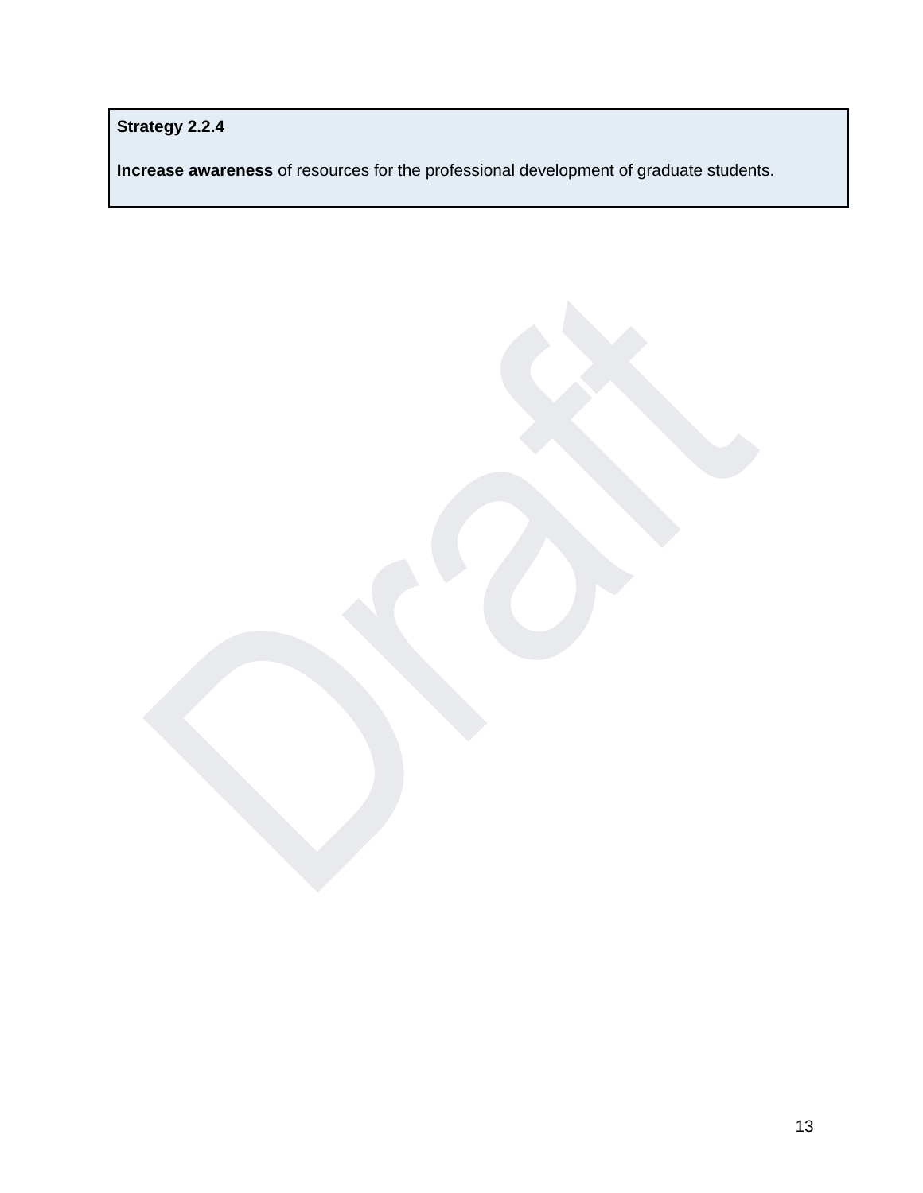**Strategy 2.2.4**

**Increase awareness** of resources for the professional development of graduate students.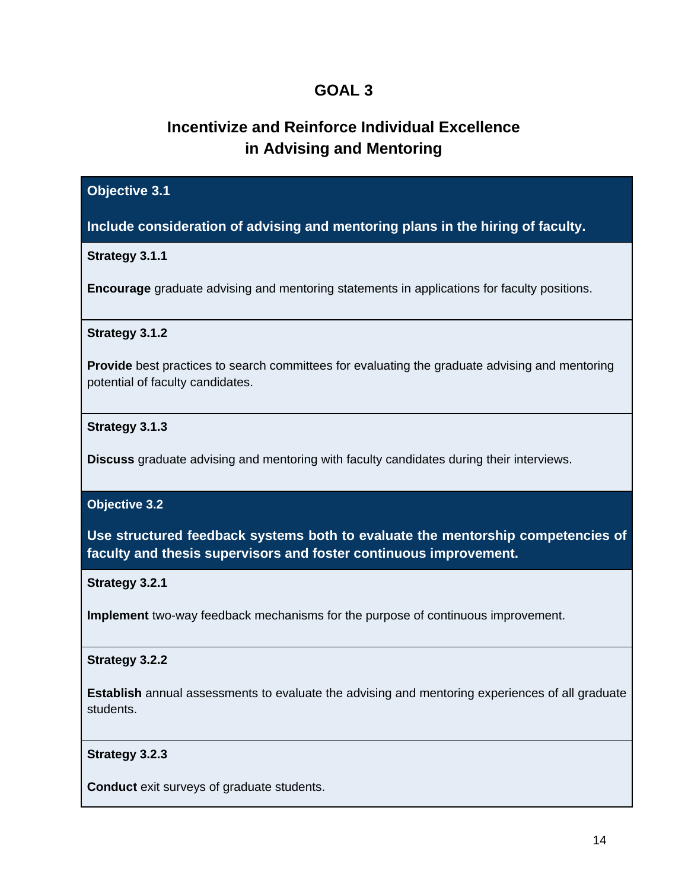# GOAL 3

## Incentivize and Reinforce Individual Excellence in Advising and Mentoring

### Objective 3.1

**Include consideration of advising and mentoring plans in the hiring of faculty.**

**Strategy 3.1.1**

**Encourage** graduate advising and mentoring statements in applications for faculty positions.

**Strategy 3.1.2**

**Provide** best practices to search committees for evaluating the graduate advising and mentoring potential of faculty candidates.

**Strategy 3.1.3**

**Discuss** graduate advising and mentoring with faculty candidates during their interviews.

### Objective 3.2

**Use structured feedback systems both to evaluate the mentorship competencies of faculty and thesis supervisors and foster continuous improvement.**

**Strategy 3.2.1**

**Implement** two-way feedback mechanisms for the purpose of continuous improvement.

**Strategy 3.2.2**

**Establish** annual assessments to evaluate the advising and mentoring experiences of all graduate students.

**Strategy 3.2.3**

**Conduct** exit surveys of graduate students.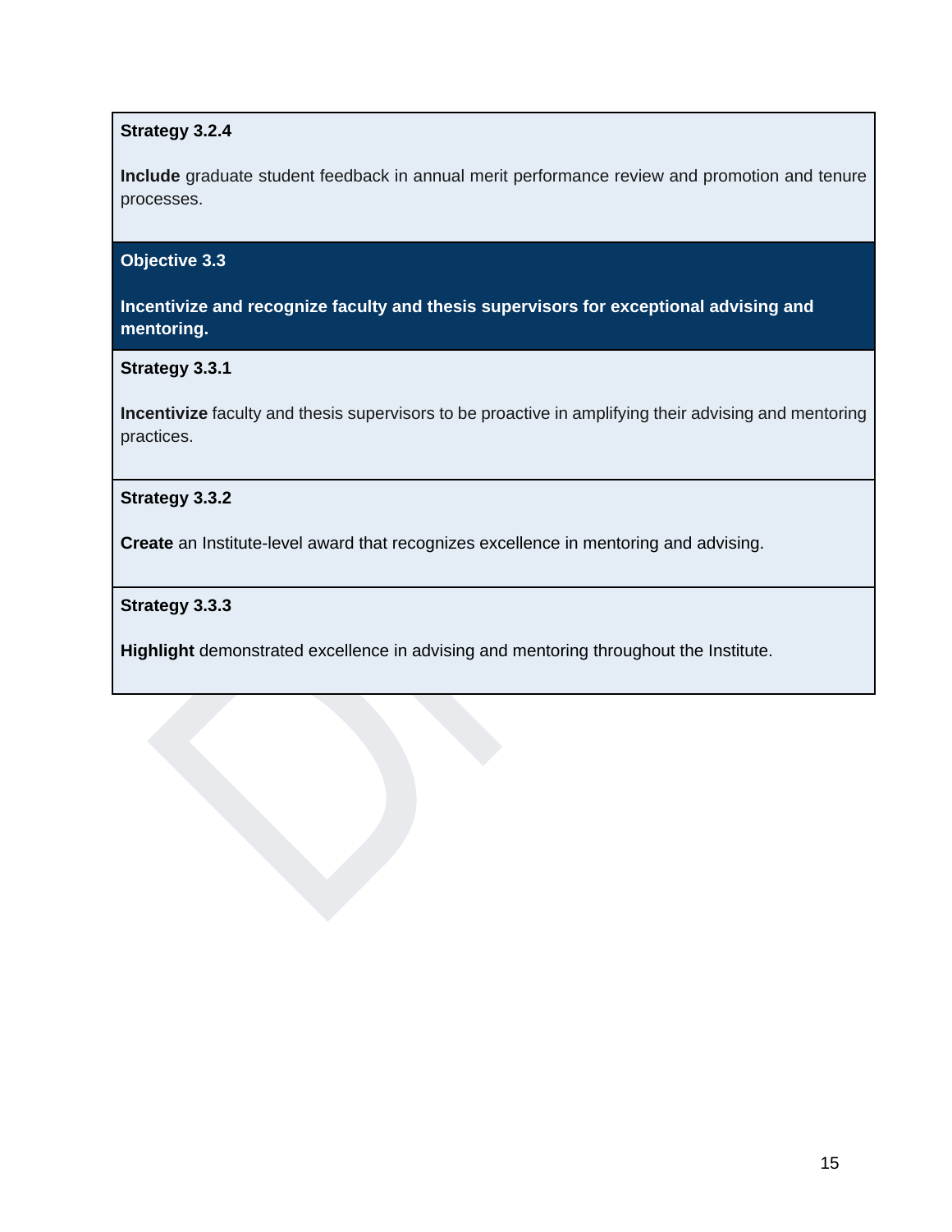**Strategy 3.2.4**

**Include** graduate student feedback in annual merit performance review and promotion and tenure processes.

**Objective 3.3**

**Incentivize and recognize faculty and thesis supervisors for exceptional advising and mentoring.**

**Strategy 3.3.1**

**Incentivize** faculty and thesis supervisors to be proactive in amplifying their advising and mentoring practices.

**Strategy 3.3.2**

**Create** an Institute-level award that recognizes excellence in mentoring and advising.

**Strategy 3.3.3**

**Highlight** demonstrated excellence in advising and mentoring throughout the Institute.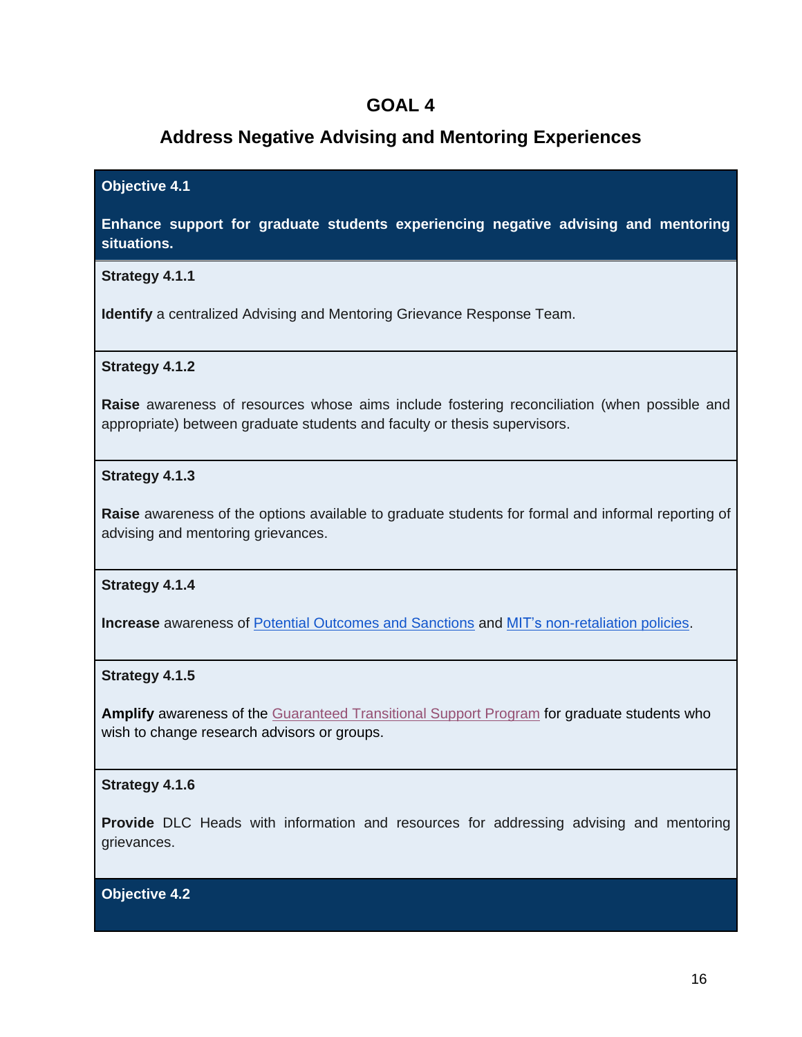# GOAL 4

## Address Negative Advising and Mentoring Experiences

**Objective 4.1**

**Enhance support for graduate students experiencing negative advising and mentoring situations.**

**Strategy 4.1.1**

**Identify** a centralized Advising and Mentoring Grievance Response Team.

**Strategy 4.1.2**

**Raise** awareness of resources whose aims include fostering reconciliation (when possible and appropriate) between graduate students and faculty or thesis supervisors.

**Strategy 4.1.3**

**Raise** awareness of the options available to graduate students for formal and informal reporting of advising and mentoring grievances.

**Strategy 4.1.4**

**Increase** awareness of Potential Outcomes and Sanctions and MIT's non-retaliation policies.

**Strategy 4.1.5**

**Amplify** awareness of the Guaranteed Transitional Support Program for graduate students who wish to change research advisors or groups.

**Strategy 4.1.6**

**Provide** DLC Heads with information and resources for addressing advising and mentoring grievances.

**Objective 4.2**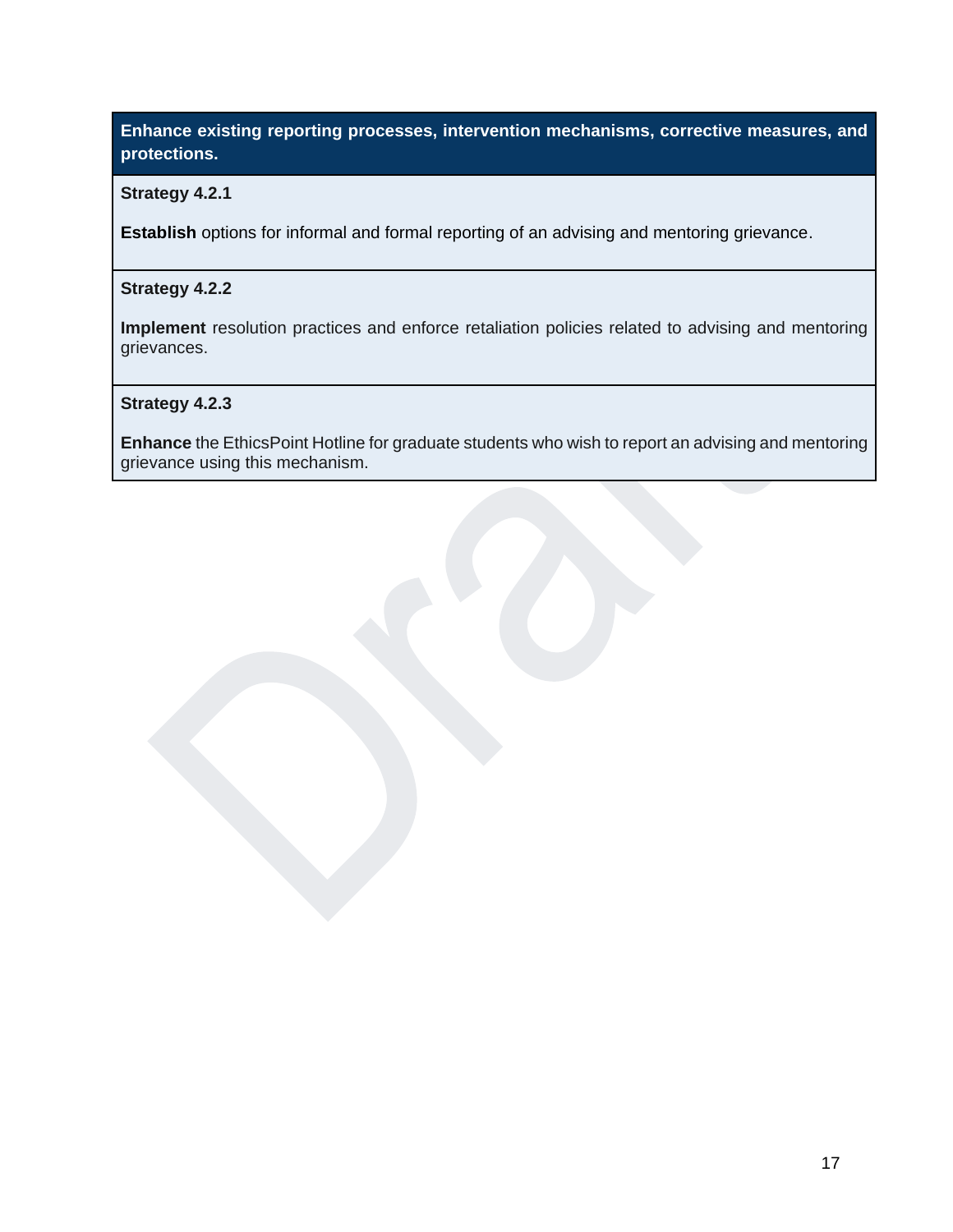**Enhance existing reporting processes, intervention mechanisms, corrective measures, and protections.**

**Strategy 4.2.1**

**Establish** options for informal and formal reporting of an advising and mentoring grievance.

**Strategy 4.2.2**

**Implement** resolution practices and enforce retaliation policies related to advising and mentoring grievances.

**Strategy 4.2.3**

**Enhance** the EthicsPoint Hotline for graduate students who wish to report an advising and mentoring grievance using this mechanism.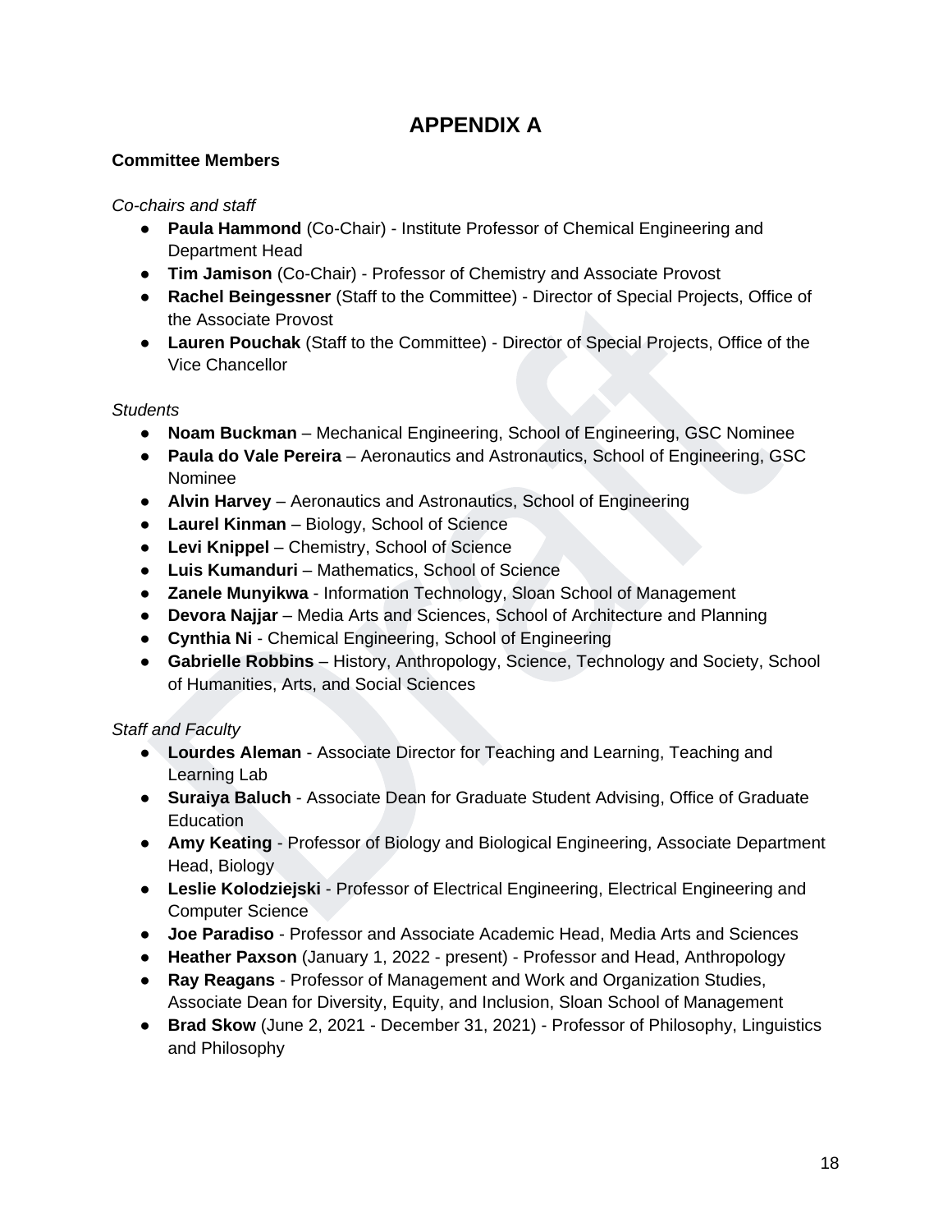# APPENDIX A

**Committee Members**

*Co-chairs and staff*

- **Paula Hammond** (Co-Chair) - Institute Professor of Chemical Engineering and Department Head
- **Tim Jamison** (Co-Chair) - Professor of Chemistry and Associate Provost
- **Rachel Beingessner** (Staff to the Committee) - Director of Special Projects, Office of the Associate Provost
- **Lauren Pouchak** (Staff to the Committee) - Director of Special Projects, Office of the Vice Chancellor

*Students*

- **Noam Buckman** – Mechanical Engineering, School of Engineering, GSC Nominee
- **Paula do Vale Pereira** – Aeronautics and Astronautics, School of Engineering, GSC Nominee
- **Alvin Harvey** – Aeronautics and Astronautics, School of Engineering
- **Laurel Kinman** – Biology, School of Science
- **Levi Knippel** – Chemistry, School of Science
- **Luis Kumanduri** – Mathematics, School of Science
- **Zanele Munyikwa** - Information Technology, Sloan School of Management
- **Devora Najjar** – Media Arts and Sciences, School of Architecture and Planning
- **Cynthia Ni** - Chemical Engineering, School of Engineering
- **Gabrielle Robbins** – History, Anthropology, Science, Technology and Society, School of Humanities, Arts, and Social Sciences

*Staff and Faculty*

- **Lourdes Aleman** - Associate Director for Teaching and Learning, Teaching and Learning Lab
- **Suraiya Baluch** - Associate Dean for Graduate Student Advising, Office of Graduate Education
- **Amy Keating** - Professor of Biology and Biological Engineering, Associate Department Head, Biology
- **Leslie Kolodziejski** - Professor of Electrical Engineering, Electrical Engineering and Computer Science
- **Joe Paradiso** - Professor and Associate Academic Head, Media Arts and Sciences
- **Heather Paxson** (January 1, 2022 - present) - Professor and Head, Anthropology
- **Ray Reagans** - Professor of Management and Work and Organization Studies, Associate Dean for Diversity, Equity, and Inclusion, Sloan School of Management
- **Brad Skow** (June 2, 2021 - December 31, 2021) - Professor of Philosophy, Linguistics and Philosophy